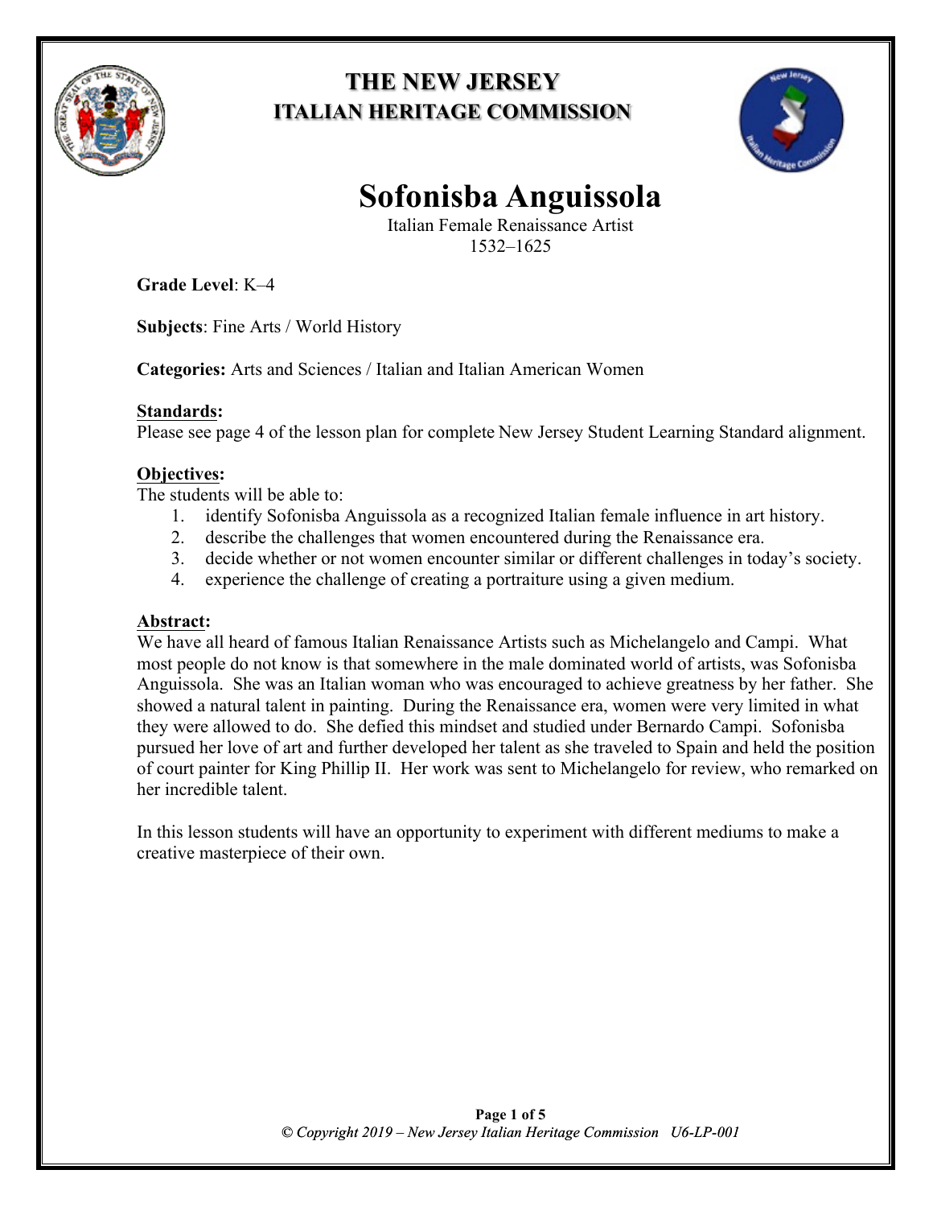**THE NEW JERSEY**
**ITALIAN HERITAGE COMMISSION**

# Sofonisba Anguissola

Italian Female Renaissance Artist
1532–1625

**Grade Level**: K–4

**Subjects**: Fine Arts / World History

**Categories:** Arts and Sciences / Italian and Italian American Women

**Standards:**
Please see page 4 of the lesson plan for complete New Jersey Student Learning Standard alignment.

**Objectives:**
The students will be able to:

1. identify Sofonisba Anguissola as a recognized Italian female influence in art history.
2. describe the challenges that women encountered during the Renaissance era.
3. decide whether or not women encounter similar or different challenges in today's society.
4. experience the challenge of creating a portraiture using a given medium.

**Abstract:**
We have all heard of famous Italian Renaissance Artists such as Michelangelo and Campi. What most people do not know is that somewhere in the male dominated world of artists, was Sofonisba Anguissola. She was an Italian woman who was encouraged to achieve greatness by her father. She showed a natural talent in painting. During the Renaissance era, women were very limited in what they were allowed to do. She defied this mindset and studied under Bernardo Campi. Sofonisba pursued her love of art and further developed her talent as she traveled to Spain and held the position of court painter for King Phillip II. Her work was sent to Michelangelo for review, who remarked on her incredible talent.

In this lesson students will have an opportunity to experiment with different mediums to make a creative masterpiece of their own.

*© Copyright 2019 – New Jersey Italian Heritage Commission U6-LP-001*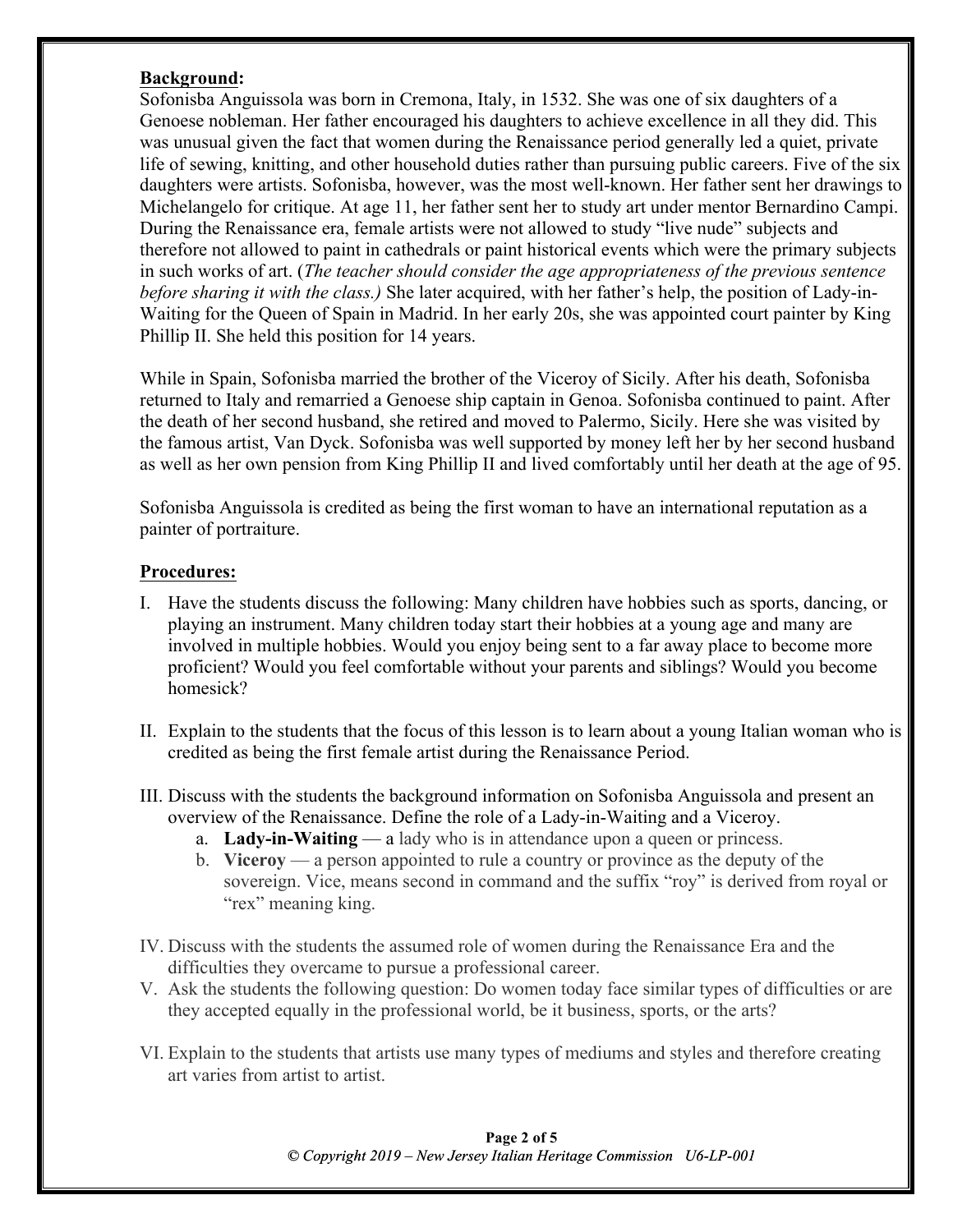**Background:**

Sofonisba Anguissola was born in Cremona, Italy, in 1532. She was one of six daughters of a Genoese nobleman. Her father encouraged his daughters to achieve excellence in all they did. This was unusual given the fact that women during the Renaissance period generally led a quiet, private life of sewing, knitting, and other household duties rather than pursuing public careers. Five of the six daughters were artists. Sofonisba, however, was the most well-known. Her father sent her drawings to Michelangelo for critique. At age 11, her father sent her to study art under mentor Bernardino Campi. During the Renaissance era, female artists were not allowed to study "live nude" subjects and therefore not allowed to paint in cathedrals or paint historical events which were the primary subjects in such works of art. (*The teacher should consider the age appropriateness of the previous sentence before sharing it with the class.)* She later acquired, with her father's help, the position of Lady-in-Waiting for the Queen of Spain in Madrid. In her early 20s, she was appointed court painter by King Phillip II. She held this position for 14 years.

While in Spain, Sofonisba married the brother of the Viceroy of Sicily. After his death, Sofonisba returned to Italy and remarried a Genoese ship captain in Genoa. Sofonisba continued to paint. After the death of her second husband, she retired and moved to Palermo, Sicily. Here she was visited by the famous artist, Van Dyck. Sofonisba was well supported by money left her by her second husband as well as her own pension from King Phillip II and lived comfortably until her death at the age of 95.

Sofonisba Anguissola is credited as being the first woman to have an international reputation as a painter of portraiture.

**Procedures:**

I. Have the students discuss the following: Many children have hobbies such as sports, dancing, or playing an instrument. Many children today start their hobbies at a young age and many are involved in multiple hobbies. Would you enjoy being sent to a far away place to become more proficient? Would you feel comfortable without your parents and siblings? Would you become homesick?

II. Explain to the students that the focus of this lesson is to learn about a young Italian woman who is credited as being the first female artist during the Renaissance Period.

III. Discuss with the students the background information on Sofonisba Anguissola and present an overview of the Renaissance. Define the role of a Lady-in-Waiting and a Viceroy.
   a. **Lady-in-Waiting** — a lady who is in attendance upon a queen or princess.
   b. **Viceroy** — a person appointed to rule a country or province as the deputy of the sovereign. Vice, means second in command and the suffix "roy" is derived from royal or "rex" meaning king.

IV. Discuss with the students the assumed role of women during the Renaissance Era and the difficulties they overcame to pursue a professional career.

V. Ask the students the following question: Do women today face similar types of difficulties or are they accepted equally in the professional world, be it business, sports, or the arts?

VI. Explain to the students that artists use many types of mediums and styles and therefore creating art varies from artist to artist.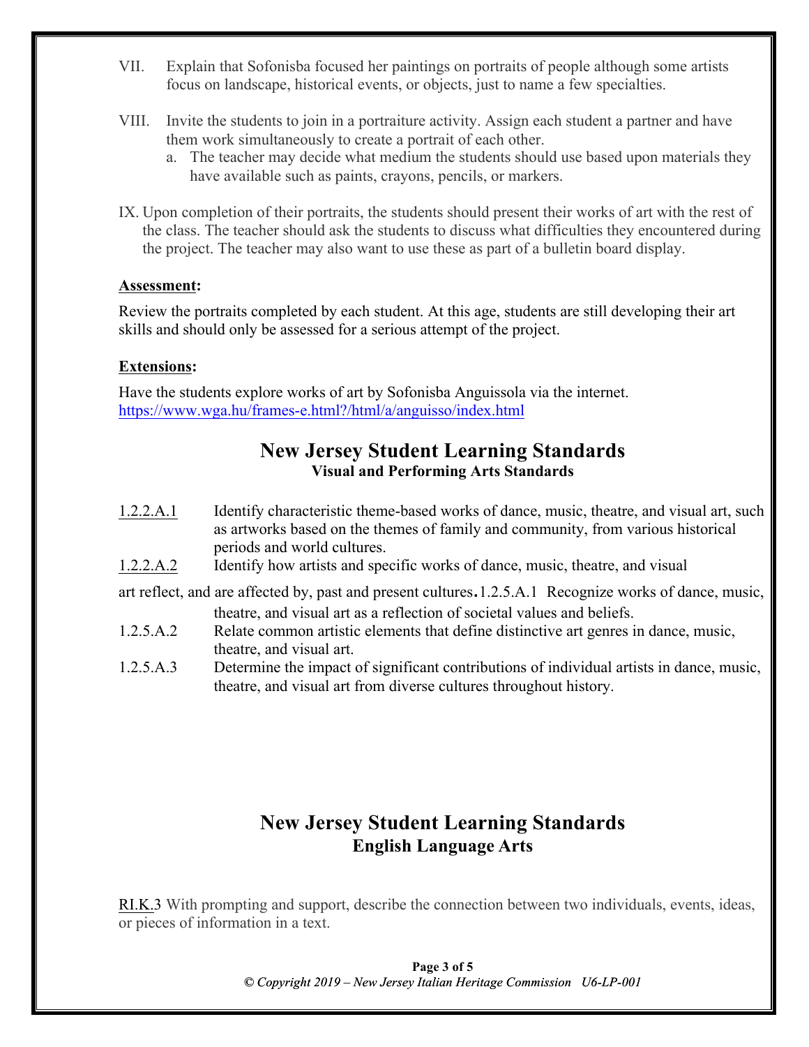VII. Explain that Sofonisba focused her paintings on portraits of people although some artists focus on landscape, historical events, or objects, just to name a few specialties.

VIII. Invite the students to join in a portraiture activity. Assign each student a partner and have them work simultaneously to create a portrait of each other.
   a. The teacher may decide what medium the students should use based upon materials they have available such as paints, crayons, pencils, or markers.

IX. Upon completion of their portraits, the students should present their works of art with the rest of the class. The teacher should ask the students to discuss what difficulties they encountered during the project. The teacher may also want to use these as part of a bulletin board display.

**Assessment:**

Review the portraits completed by each student. At this age, students are still developing their art skills and should only be assessed for a serious attempt of the project.

**Extensions:**

Have the students explore works of art by Sofonisba Anguissola via the internet.
https://www.wga.hu/frames-e.html?/html/a/anguisso/index.html

## New Jersey Student Learning Standards
### Visual and Performing Arts Standards

1.2.2.A.1 Identify characteristic theme-based works of dance, music, theatre, and visual art, such as artworks based on the themes of family and community, from various historical periods and world cultures.

1.2.2.A.2 Identify how artists and specific works of dance, music, theatre, and visual art reflect, and are affected by, past and present cultures.

1.2.5.A.1 Recognize works of dance, music, theatre, and visual art as a reflection of societal values and beliefs.

1.2.5.A.2 Relate common artistic elements that define distinctive art genres in dance, music, theatre, and visual art.

1.2.5.A.3 Determine the impact of significant contributions of individual artists in dance, music, theatre, and visual art from diverse cultures throughout history.

## New Jersey Student Learning Standards
### English Language Arts

RI.K.3 With prompting and support, describe the connection between two individuals, events, ideas, or pieces of information in a text.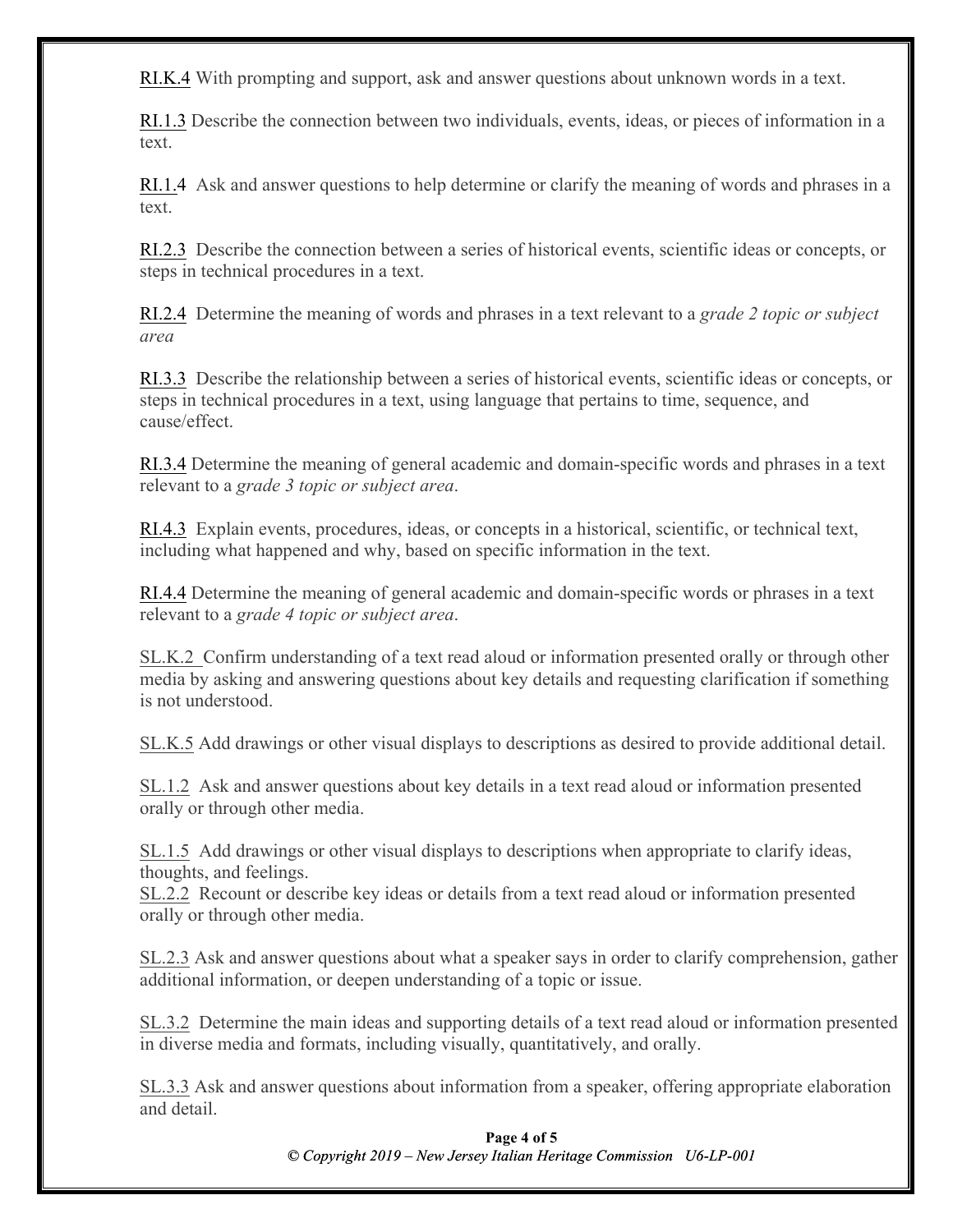RI.K.4 With prompting and support, ask and answer questions about unknown words in a text.

RI.1.3 Describe the connection between two individuals, events, ideas, or pieces of information in a text.

RI.1.4 Ask and answer questions to help determine or clarify the meaning of words and phrases in a text.

RI.2.3 Describe the connection between a series of historical events, scientific ideas or concepts, or steps in technical procedures in a text.

RI.2.4 Determine the meaning of words and phrases in a text relevant to a *grade 2 topic or subject area*

RI.3.3 Describe the relationship between a series of historical events, scientific ideas or concepts, or steps in technical procedures in a text, using language that pertains to time, sequence, and cause/effect.

RI.3.4 Determine the meaning of general academic and domain-specific words and phrases in a text relevant to a *grade 3 topic or subject area*.

RI.4.3 Explain events, procedures, ideas, or concepts in a historical, scientific, or technical text, including what happened and why, based on specific information in the text.

RI.4.4 Determine the meaning of general academic and domain-specific words or phrases in a text relevant to a *grade 4 topic or subject area*.

SL.K.2 Confirm understanding of a text read aloud or information presented orally or through other media by asking and answering questions about key details and requesting clarification if something is not understood.

SL.K.5 Add drawings or other visual displays to descriptions as desired to provide additional detail.

SL.1.2 Ask and answer questions about key details in a text read aloud or information presented orally or through other media.

SL.1.5 Add drawings or other visual displays to descriptions when appropriate to clarify ideas, thoughts, and feelings.

SL.2.2 Recount or describe key ideas or details from a text read aloud or information presented orally or through other media.

SL.2.3 Ask and answer questions about what a speaker says in order to clarify comprehension, gather additional information, or deepen understanding of a topic or issue.

SL.3.2 Determine the main ideas and supporting details of a text read aloud or information presented in diverse media and formats, including visually, quantitatively, and orally.

SL.3.3 Ask and answer questions about information from a speaker, offering appropriate elaboration and detail.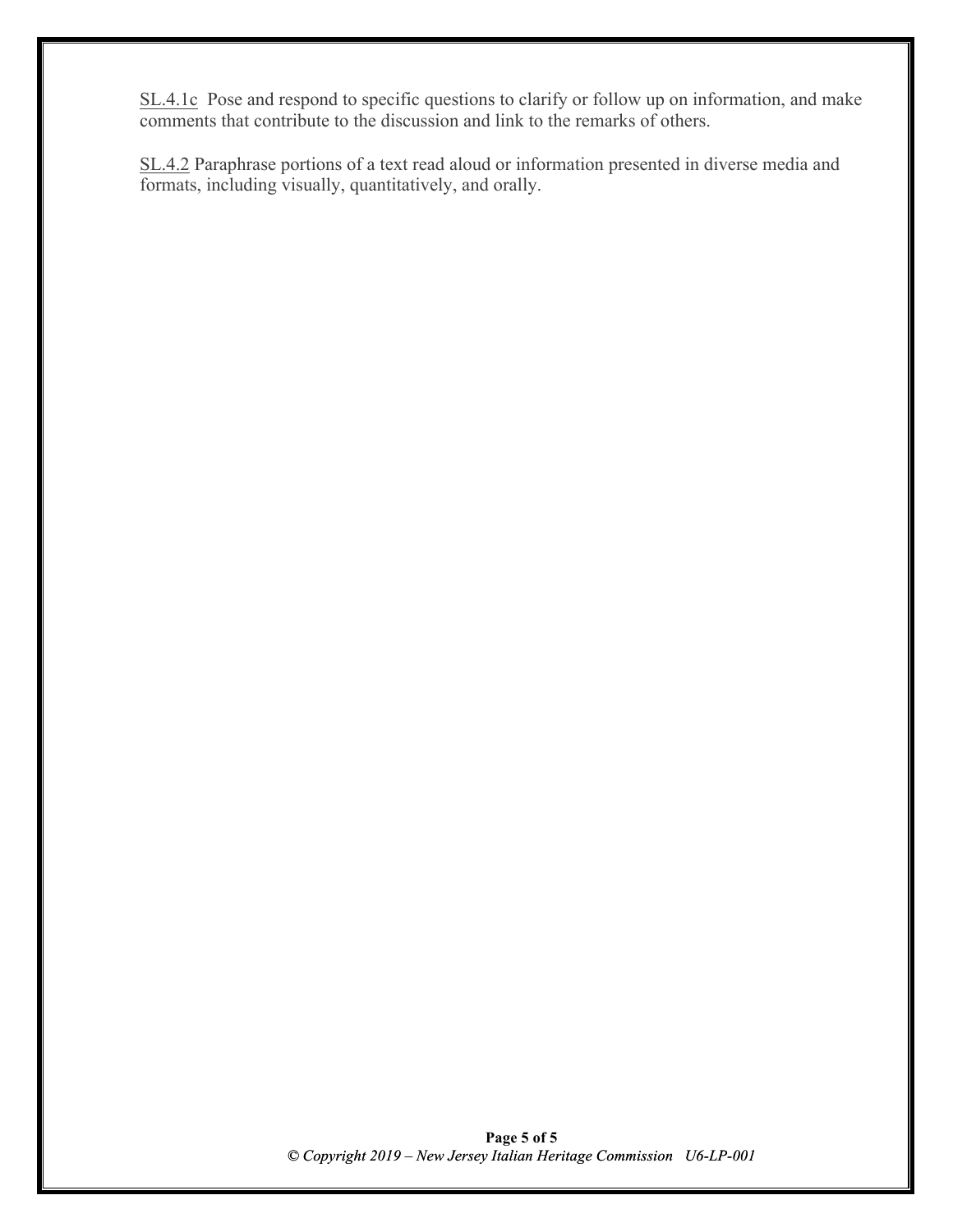SL.4.1c Pose and respond to specific questions to clarify or follow up on information, and make comments that contribute to the discussion and link to the remarks of others.

SL.4.2 Paraphrase portions of a text read aloud or information presented in diverse media and formats, including visually, quantitatively, and orally.